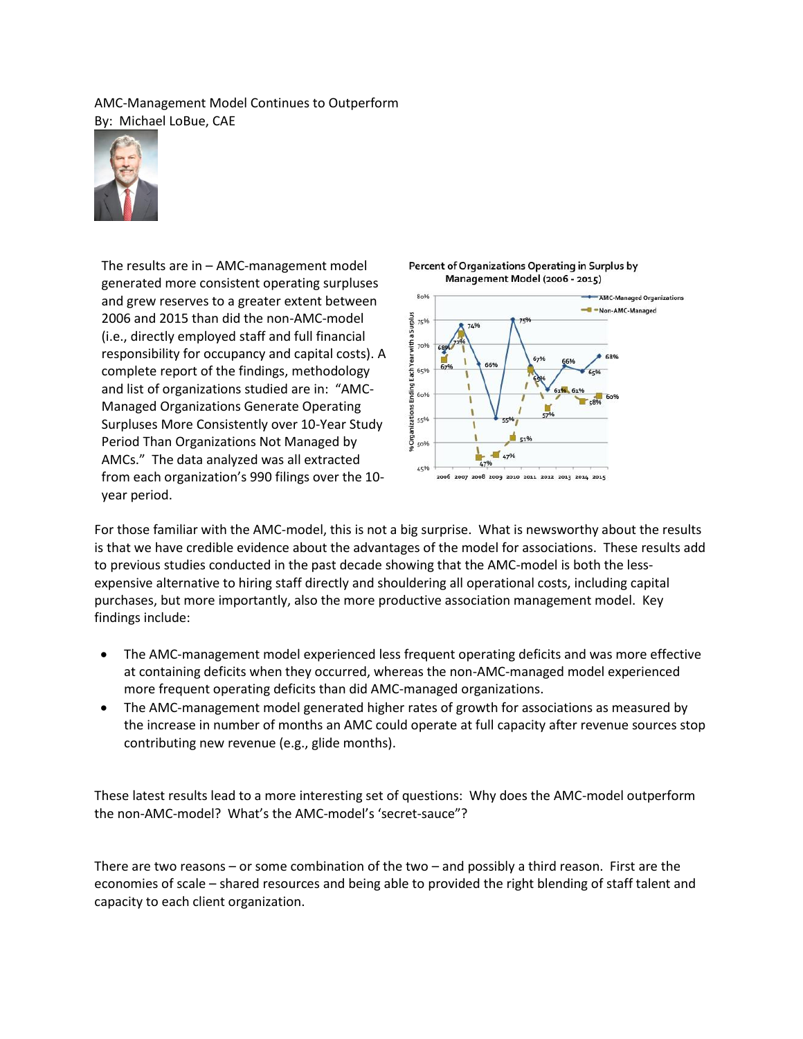AMC-Management Model Continues to Outperform

By: Michael LoBue, CAE

The results are in – AMC-management model generated more consistent operating surpluses and grew reserves to a greater extent between 2006 and 2015 than did the non-AMC-model (i.e., directly employed staff and full financial responsibility for occupancy and capital costs). A complete report of the findings, methodology and list of organizations studied are in: "AMC-Managed Organizations Generate Operating Surpluses More Consistently over 10-Year Study Period Than Organizations Not Managed by AMCs." The data analyzed was all extracted from each organization's 990 filings over the 10-year period.

For those familiar with the AMC-model, this is not a big surprise. What is newsworthy about the results is that we have credible evidence about the advantages of the model for associations. These results add to previous studies conducted in the past decade showing that the AMC-model is both the less-expensive alternative to hiring staff directly and shouldering all operational costs, including capital purchases, but more importantly, also the more productive association management model. Key findings include:

- The AMC-management model experienced less frequent operating deficits and was more effective at containing deficits when they occurred, whereas the non-AMC-managed model experienced more frequent operating deficits than did AMC-managed organizations.
- The AMC-management model generated higher rates of growth for associations as measured by the increase in number of months an AMC could operate at full capacity after revenue sources stop contributing new revenue (e.g., glide months).

These latest results lead to a more interesting set of questions: Why does the AMC-model outperform the non-AMC-model? What's the AMC-model's 'secret-sauce"?

There are two reasons – or some combination of the two – and possibly a third reason. First are the economies of scale – shared resources and being able to provided the right blending of staff talent and capacity to each client organization.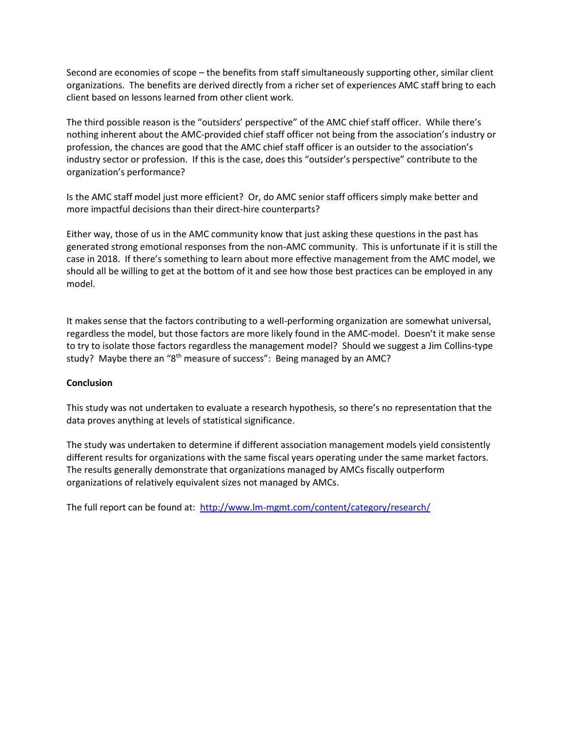Second are economies of scope – the benefits from staff simultaneously supporting other, similar client organizations. The benefits are derived directly from a richer set of experiences AMC staff bring to each client based on lessons learned from other client work.

The third possible reason is the "outsiders' perspective" of the AMC chief staff officer. While there's nothing inherent about the AMC-provided chief staff officer not being from the association's industry or profession, the chances are good that the AMC chief staff officer is an outsider to the association's industry sector or profession. If this is the case, does this "outsider's perspective" contribute to the organization's performance?

Is the AMC staff model just more efficient? Or, do AMC senior staff officers simply make better and more impactful decisions than their direct-hire counterparts?

Either way, those of us in the AMC community know that just asking these questions in the past has generated strong emotional responses from the non-AMC community. This is unfortunate if it is still the case in 2018. If there's something to learn about more effective management from the AMC model, we should all be willing to get at the bottom of it and see how those best practices can be employed in any model.

It makes sense that the factors contributing to a well-performing organization are somewhat universal, regardless the model, but those factors are more likely found in the AMC-model. Doesn't it make sense to try to isolate those factors regardless the management model? Should we suggest a Jim Collins-type study? Maybe there an "8th measure of success": Being managed by an AMC?

**Conclusion**

This study was not undertaken to evaluate a research hypothesis, so there's no representation that the data proves anything at levels of statistical significance.

The study was undertaken to determine if different association management models yield consistently different results for organizations with the same fiscal years operating under the same market factors. The results generally demonstrate that organizations managed by AMCs fiscally outperform organizations of relatively equivalent sizes not managed by AMCs.

The full report can be found at: [http://www.lm-mgmt.com/content/category/research/](http://www.lm-mgmt.com/content/category/research/)